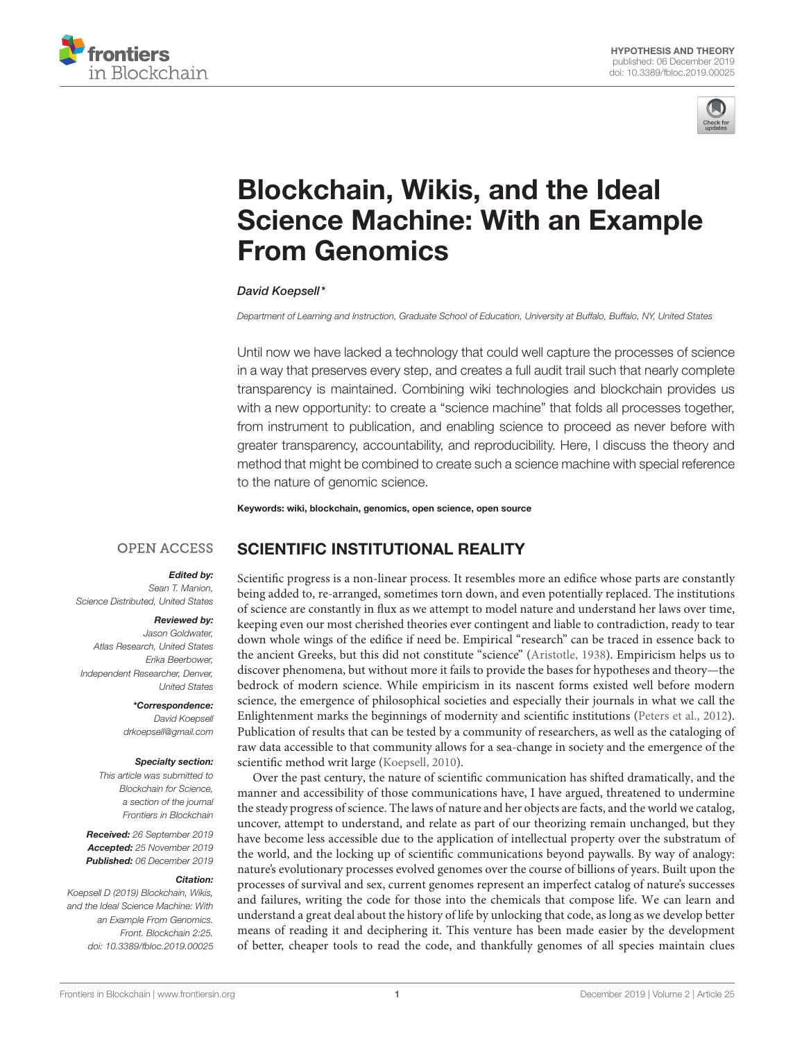HYPOTHESIS AND THEORY
published: 06 December 2019
doi: 10.3389/fbloc.2019.00025

# Blockchain, Wikis, and the Ideal Science Machine: With an Example From Genomics

*David Koepsell\**

*Department of Learning and Instruction, Graduate School of Education, University at Buffalo, Buffalo, NY, United States*

Until now we have lacked a technology that could well capture the processes of science in a way that preserves every step, and creates a full audit trail such that nearly complete transparency is maintained. Combining wiki technologies and blockchain provides us with a new opportunity: to create a "science machine" that folds all processes together, from instrument to publication, and enabling science to proceed as never before with greater transparency, accountability, and reproducibility. Here, I discuss the theory and method that might be combined to create such a science machine with special reference to the nature of genomic science.

**Keywords: wiki, blockchain, genomics, open science, open source**

OPEN ACCESS

***Edited by:***
*Sean T. Manion, Science Distributed, United States*

***Reviewed by:***
*Jason Goldwater, Atlas Research, United States*
*Erika Beerbower, Independent Researcher, Denver, United States*

***\*Correspondence:***
*David Koepsell*
*drkoepsell@gmail.com*

***Specialty section:***
*This article was submitted to Blockchain for Science, a section of the journal Frontiers in Blockchain*

***Received:*** *26 September 2019*
***Accepted:*** *25 November 2019*
***Published:*** *06 December 2019*

***Citation:***
*Koepsell D (2019) Blockchain, Wikis, and the Ideal Science Machine: With an Example From Genomics. Front. Blockchain 2:25. doi: 10.3389/fbloc.2019.00025*

## SCIENTIFIC INSTITUTIONAL REALITY

Scientific progress is a non-linear process. It resembles more an edifice whose parts are constantly being added to, re-arranged, sometimes torn down, and even potentially replaced. The institutions of science are constantly in flux as we attempt to model nature and understand her laws over time, keeping even our most cherished theories ever contingent and liable to contradiction, ready to tear down whole wings of the edifice if need be. Empirical "research" can be traced in essence back to the ancient Greeks, but this did not constitute "science" (Aristotle, 1938). Empiricism helps us to discover phenomena, but without more it fails to provide the bases for hypotheses and theory—the bedrock of modern science. While empiricism in its nascent forms existed well before modern science, the emergence of philosophical societies and especially their journals in what we call the Enlightenment marks the beginnings of modernity and scientific institutions (Peters et al., 2012). Publication of results that can be tested by a community of researchers, as well as the cataloging of raw data accessible to that community allows for a sea-change in society and the emergence of the scientific method writ large (Koepsell, 2010).

Over the past century, the nature of scientific communication has shifted dramatically, and the manner and accessibility of those communications have, I have argued, threatened to undermine the steady progress of science. The laws of nature and her objects are facts, and the world we catalog, uncover, attempt to understand, and relate as part of our theorizing remain unchanged, but they have become less accessible due to the application of intellectual property over the substratum of the world, and the locking up of scientific communications beyond paywalls. By way of analogy: nature's evolutionary processes evolved genomes over the course of billions of years. Built upon the processes of survival and sex, current genomes represent an imperfect catalog of nature's successes and failures, writing the code for those into the chemicals that compose life. We can learn and understand a great deal about the history of life by unlocking that code, as long as we develop better means of reading it and deciphering it. This venture has been made easier by the development of better, cheaper tools to read the code, and thankfully genomes of all species maintain clues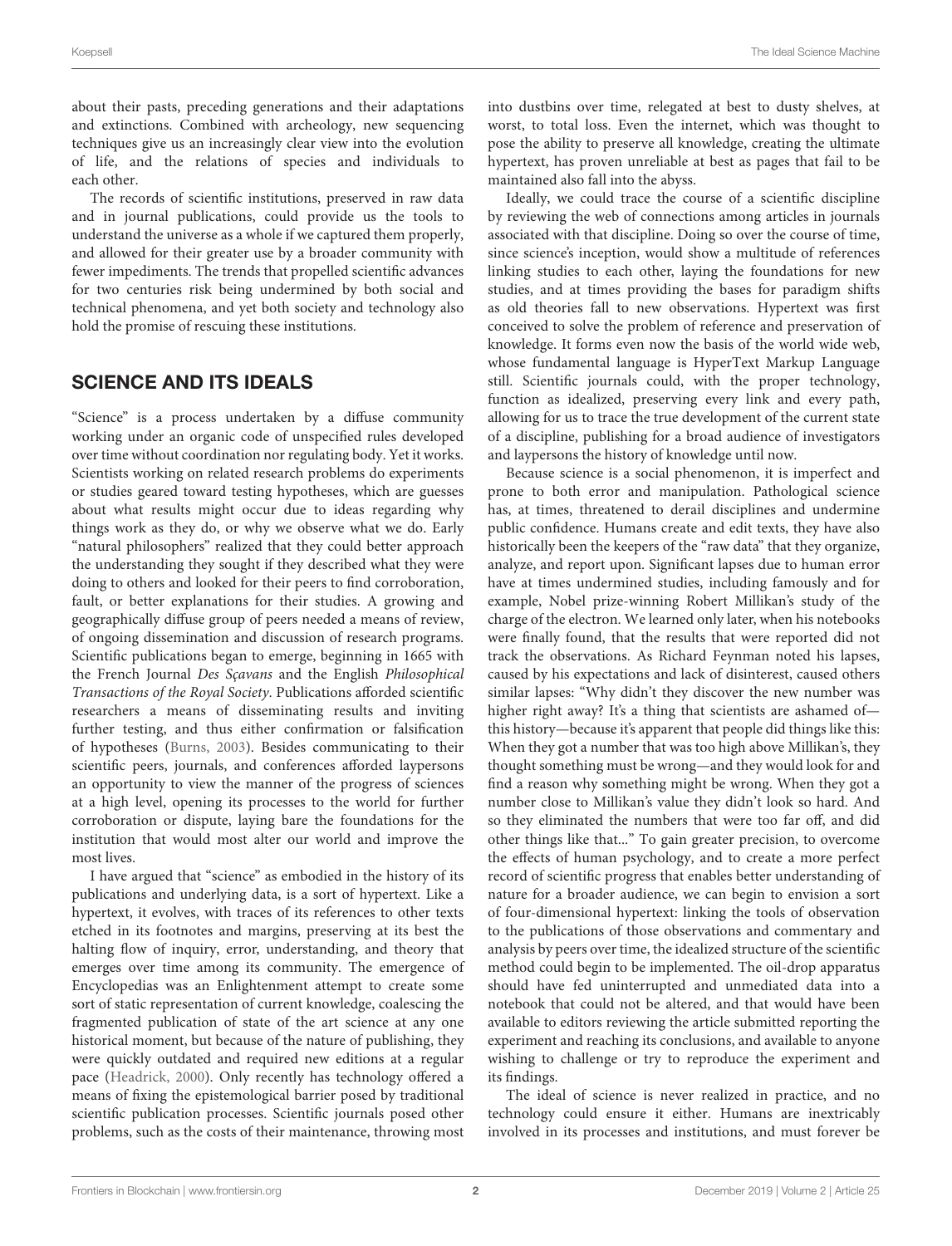about their pasts, preceding generations and their adaptations and extinctions. Combined with archeology, new sequencing techniques give us an increasingly clear view into the evolution of life, and the relations of species and individuals to each other.

The records of scientific institutions, preserved in raw data and in journal publications, could provide us the tools to understand the universe as a whole if we captured them properly, and allowed for their greater use by a broader community with fewer impediments. The trends that propelled scientific advances for two centuries risk being undermined by both social and technical phenomena, and yet both society and technology also hold the promise of rescuing these institutions.

## SCIENCE AND ITS IDEALS

"Science" is a process undertaken by a diffuse community working under an organic code of unspecified rules developed over time without coordination nor regulating body. Yet it works. Scientists working on related research problems do experiments or studies geared toward testing hypotheses, which are guesses about what results might occur due to ideas regarding why things work as they do, or why we observe what we do. Early "natural philosophers" realized that they could better approach the understanding they sought if they described what they were doing to others and looked for their peers to find corroboration, fault, or better explanations for their studies. A growing and geographically diffuse group of peers needed a means of review, of ongoing dissemination and discussion of research programs. Scientific publications began to emerge, beginning in 1665 with the French Journal *Des Sçavans* and the English *Philosophical Transactions of the Royal Society*. Publications afforded scientific researchers a means of disseminating results and inviting further testing, and thus either confirmation or falsification of hypotheses (Burns, 2003). Besides communicating to their scientific peers, journals, and conferences afforded laypersons an opportunity to view the manner of the progress of sciences at a high level, opening its processes to the world for further corroboration or dispute, laying bare the foundations for the institution that would most alter our world and improve the most lives.

I have argued that "science" as embodied in the history of its publications and underlying data, is a sort of hypertext. Like a hypertext, it evolves, with traces of its references to other texts etched in its footnotes and margins, preserving at its best the halting flow of inquiry, error, understanding, and theory that emerges over time among its community. The emergence of Encyclopedias was an Enlightenment attempt to create some sort of static representation of current knowledge, coalescing the fragmented publication of state of the art science at any one historical moment, but because of the nature of publishing, they were quickly outdated and required new editions at a regular pace (Headrick, 2000). Only recently has technology offered a means of fixing the epistemological barrier posed by traditional scientific publication processes. Scientific journals posed other problems, such as the costs of their maintenance, throwing most into dustbins over time, relegated at best to dusty shelves, at worst, to total loss. Even the internet, which was thought to pose the ability to preserve all knowledge, creating the ultimate hypertext, has proven unreliable at best as pages that fail to be maintained also fall into the abyss.

Ideally, we could trace the course of a scientific discipline by reviewing the web of connections among articles in journals associated with that discipline. Doing so over the course of time, since science's inception, would show a multitude of references linking studies to each other, laying the foundations for new studies, and at times providing the bases for paradigm shifts as old theories fall to new observations. Hypertext was first conceived to solve the problem of reference and preservation of knowledge. It forms even now the basis of the world wide web, whose fundamental language is HyperText Markup Language still. Scientific journals could, with the proper technology, function as idealized, preserving every link and every path, allowing for us to trace the true development of the current state of a discipline, publishing for a broad audience of investigators and laypersons the history of knowledge until now.

Because science is a social phenomenon, it is imperfect and prone to both error and manipulation. Pathological science has, at times, threatened to derail disciplines and undermine public confidence. Humans create and edit texts, they have also historically been the keepers of the "raw data" that they organize, analyze, and report upon. Significant lapses due to human error have at times undermined studies, including famously and for example, Nobel prize-winning Robert Millikan's study of the charge of the electron. We learned only later, when his notebooks were finally found, that the results that were reported did not track the observations. As Richard Feynman noted his lapses, caused by his expectations and lack of disinterest, caused others similar lapses: "Why didn't they discover the new number was higher right away? It's a thing that scientists are ashamed of—this history—because it's apparent that people did things like this: When they got a number that was too high above Millikan's, they thought something must be wrong—and they would look for and find a reason why something might be wrong. When they got a number close to Millikan's value they didn't look so hard. And so they eliminated the numbers that were too far off, and did other things like that..." To gain greater precision, to overcome the effects of human psychology, and to create a more perfect record of scientific progress that enables better understanding of nature for a broader audience, we can begin to envision a sort of four-dimensional hypertext: linking the tools of observation to the publications of those observations and commentary and analysis by peers over time, the idealized structure of the scientific method could begin to be implemented. The oil-drop apparatus should have fed uninterrupted and unmediated data into a notebook that could not be altered, and that would have been available to editors reviewing the article submitted reporting the experiment and reaching its conclusions, and available to anyone wishing to challenge or try to reproduce the experiment and its findings.

The ideal of science is never realized in practice, and no technology could ensure it either. Humans are inextricably involved in its processes and institutions, and must forever be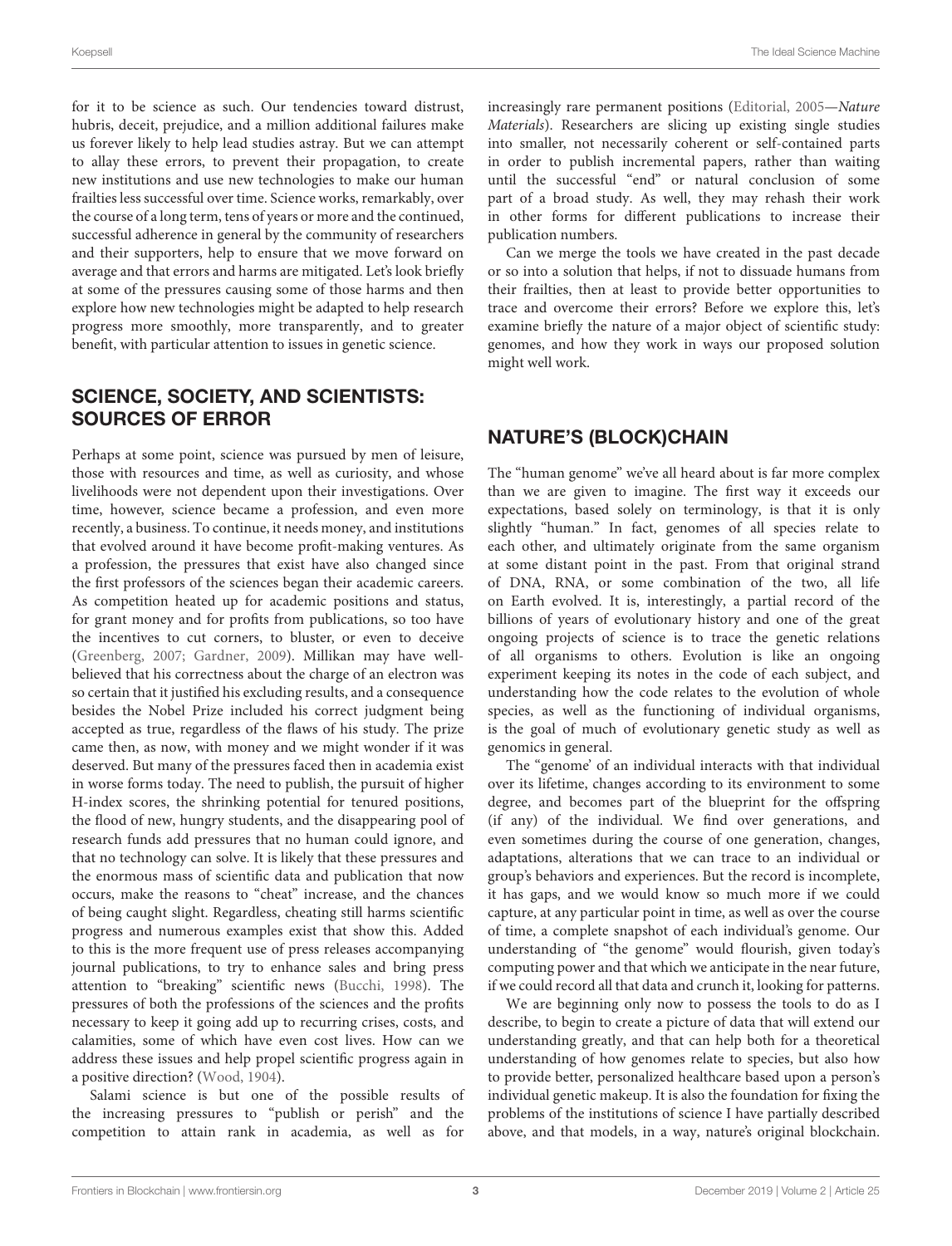for it to be science as such. Our tendencies toward distrust, hubris, deceit, prejudice, and a million additional failures make us forever likely to help lead studies astray. But we can attempt to allay these errors, to prevent their propagation, to create new institutions and use new technologies to make our human frailties less successful over time. Science works, remarkably, over the course of a long term, tens of years or more and the continued, successful adherence in general by the community of researchers and their supporters, help to ensure that we move forward on average and that errors and harms are mitigated. Let's look briefly at some of the pressures causing some of those harms and then explore how new technologies might be adapted to help research progress more smoothly, more transparently, and to greater benefit, with particular attention to issues in genetic science.

## SCIENCE, SOCIETY, AND SCIENTISTS: SOURCES OF ERROR

Perhaps at some point, science was pursued by men of leisure, those with resources and time, as well as curiosity, and whose livelihoods were not dependent upon their investigations. Over time, however, science became a profession, and even more recently, a business. To continue, it needs money, and institutions that evolved around it have become profit-making ventures. As a profession, the pressures that exist have also changed since the first professors of the sciences began their academic careers. As competition heated up for academic positions and status, for grant money and for profits from publications, so too have the incentives to cut corners, to bluster, or even to deceive (Greenberg, 2007; Gardner, 2009). Millikan may have well-believed that his correctness about the charge of an electron was so certain that it justified his excluding results, and a consequence besides the Nobel Prize included his correct judgment being accepted as true, regardless of the flaws of his study. The prize came then, as now, with money and we might wonder if it was deserved. But many of the pressures faced then in academia exist in worse forms today. The need to publish, the pursuit of higher H-index scores, the shrinking potential for tenured positions, the flood of new, hungry students, and the disappearing pool of research funds add pressures that no human could ignore, and that no technology can solve. It is likely that these pressures and the enormous mass of scientific data and publication that now occurs, make the reasons to "cheat" increase, and the chances of being caught slight. Regardless, cheating still harms scientific progress and numerous examples exist that show this. Added to this is the more frequent use of press releases accompanying journal publications, to try to enhance sales and bring press attention to "breaking" scientific news (Bucchi, 1998). The pressures of both the professions of the sciences and the profits necessary to keep it going add up to recurring crises, costs, and calamities, some of which have even cost lives. How can we address these issues and help propel scientific progress again in a positive direction? (Wood, 1904).

Salami science is but one of the possible results of the increasing pressures to "publish or perish" and the competition to attain rank in academia, as well as for increasingly rare permanent positions (Editorial, 2005—*Nature Materials*). Researchers are slicing up existing single studies into smaller, not necessarily coherent or self-contained parts in order to publish incremental papers, rather than waiting until the successful "end" or natural conclusion of some part of a broad study. As well, they may rehash their work in other forms for different publications to increase their publication numbers.

Can we merge the tools we have created in the past decade or so into a solution that helps, if not to dissuade humans from their frailties, then at least to provide better opportunities to trace and overcome their errors? Before we explore this, let's examine briefly the nature of a major object of scientific study: genomes, and how they work in ways our proposed solution might well work.

## NATURE'S (BLOCK)CHAIN

The "human genome" we've all heard about is far more complex than we are given to imagine. The first way it exceeds our expectations, based solely on terminology, is that it is only slightly "human." In fact, genomes of all species relate to each other, and ultimately originate from the same organism at some distant point in the past. From that original strand of DNA, RNA, or some combination of the two, all life on Earth evolved. It is, interestingly, a partial record of the billions of years of evolutionary history and one of the great ongoing projects of science is to trace the genetic relations of all organisms to others. Evolution is like an ongoing experiment keeping its notes in the code of each subject, and understanding how the code relates to the evolution of whole species, as well as the functioning of individual organisms, is the goal of much of evolutionary genetic study as well as genomics in general.

The "genome' of an individual interacts with that individual over its lifetime, changes according to its environment to some degree, and becomes part of the blueprint for the offspring (if any) of the individual. We find over generations, and even sometimes during the course of one generation, changes, adaptations, alterations that we can trace to an individual or group's behaviors and experiences. But the record is incomplete, it has gaps, and we would know so much more if we could capture, at any particular point in time, as well as over the course of time, a complete snapshot of each individual's genome. Our understanding of "the genome" would flourish, given today's computing power and that which we anticipate in the near future, if we could record all that data and crunch it, looking for patterns.

We are beginning only now to possess the tools to do as I describe, to begin to create a picture of data that will extend our understanding greatly, and that can help both for a theoretical understanding of how genomes relate to species, but also how to provide better, personalized healthcare based upon a person's individual genetic makeup. It is also the foundation for fixing the problems of the institutions of science I have partially described above, and that models, in a way, nature's original blockchain.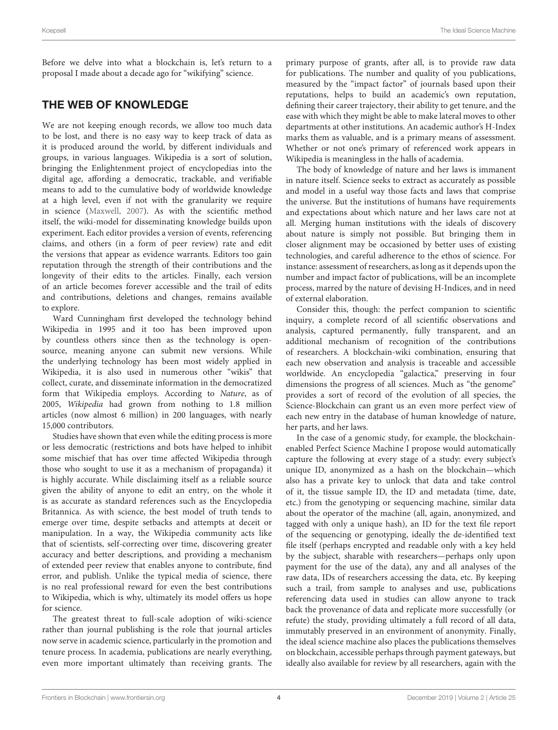Before we delve into what a blockchain is, let's return to a proposal I made about a decade ago for "wikifying" science.

## THE WEB OF KNOWLEDGE

We are not keeping enough records, we allow too much data to be lost, and there is no easy way to keep track of data as it is produced around the world, by different individuals and groups, in various languages. Wikipedia is a sort of solution, bringing the Enlightenment project of encyclopedias into the digital age, affording a democratic, trackable, and verifiable means to add to the cumulative body of worldwide knowledge at a high level, even if not with the granularity we require in science (Maxwell, 2007). As with the scientific method itself, the wiki-model for disseminating knowledge builds upon experiment. Each editor provides a version of events, referencing claims, and others (in a form of peer review) rate and edit the versions that appear as evidence warrants. Editors too gain reputation through the strength of their contributions and the longevity of their edits to the articles. Finally, each version of an article becomes forever accessible and the trail of edits and contributions, deletions and changes, remains available to explore.

Ward Cunningham first developed the technology behind Wikipedia in 1995 and it too has been improved upon by countless others since then as the technology is open-source, meaning anyone can submit new versions. While the underlying technology has been most widely applied in Wikipedia, it is also used in numerous other "wikis" that collect, curate, and disseminate information in the democratized form that Wikipedia employs. According to *Nature*, as of 2005, *Wikipedia* had grown from nothing to 1.8 million articles (now almost 6 million) in 200 languages, with nearly 15,000 contributors.

Studies have shown that even while the editing process is more or less democratic (restrictions and bots have helped to inhibit some mischief that has over time affected Wikipedia through those who sought to use it as a mechanism of propaganda) it is highly accurate. While disclaiming itself as a reliable source given the ability of anyone to edit an entry, on the whole it is as accurate as standard references such as the Encyclopedia Britannica. As with science, the best model of truth tends to emerge over time, despite setbacks and attempts at deceit or manipulation. In a way, the Wikipedia community acts like that of scientists, self-correcting over time, discovering greater accuracy and better descriptions, and providing a mechanism of extended peer review that enables anyone to contribute, find error, and publish. Unlike the typical media of science, there is no real professional reward for even the best contributions to Wikipedia, which is why, ultimately its model offers us hope for science.

The greatest threat to full-scale adoption of wiki-science rather than journal publishing is the role that journal articles now serve in academic science, particularly in the promotion and tenure process. In academia, publications are nearly everything, even more important ultimately than receiving grants. The primary purpose of grants, after all, is to provide raw data for publications. The number and quality of you publications, measured by the "impact factor" of journals based upon their reputations, helps to build an academic's own reputation, defining their career trajectory, their ability to get tenure, and the ease with which they might be able to make lateral moves to other departments at other institutions. An academic author's H-Index marks them as valuable, and is a primary means of assessment. Whether or not one's primary of referenced work appears in Wikipedia is meaningless in the halls of academia.

The body of knowledge of nature and her laws is immanent in nature itself. Science seeks to extract as accurately as possible and model in a useful way those facts and laws that comprise the universe. But the institutions of humans have requirements and expectations about which nature and her laws care not at all. Merging human institutions with the ideals of discovery about nature is simply not possible. But bringing them in closer alignment may be occasioned by better uses of existing technologies, and careful adherence to the ethos of science. For instance: assessment of researchers, as long as it depends upon the number and impact factor of publications, will be an incomplete process, marred by the nature of devising H-Indices, and in need of external elaboration.

Consider this, though: the perfect companion to scientific inquiry, a complete record of all scientific observations and analysis, captured permanently, fully transparent, and an additional mechanism of recognition of the contributions of researchers. A blockchain-wiki combination, ensuring that each new observation and analysis is traceable and accessible worldwide. An encyclopedia "galactica," preserving in four dimensions the progress of all sciences. Much as "the genome" provides a sort of record of the evolution of all species, the Science-Blockchain can grant us an even more perfect view of each new entry in the database of human knowledge of nature, her parts, and her laws.

In the case of a genomic study, for example, the blockchain-enabled Perfect Science Machine I propose would automatically capture the following at every stage of a study: every subject's unique ID, anonymized as a hash on the blockchain—which also has a private key to unlock that data and take control of it, the tissue sample ID, the ID and metadata (time, date, etc.) from the genotyping or sequencing machine, similar data about the operator of the machine (all, again, anonymized, and tagged with only a unique hash), an ID for the text file report of the sequencing or genotyping, ideally the de-identified text file itself (perhaps encrypted and readable only with a key held by the subject, sharable with researchers—perhaps only upon payment for the use of the data), any and all analyses of the raw data, IDs of researchers accessing the data, etc. By keeping such a trail, from sample to analyses and use, publications referencing data used in studies can allow anyone to track back the provenance of data and replicate more successfully (or refute) the study, providing ultimately a full record of all data, immutably preserved in an environment of anonymity. Finally, the ideal science machine also places the publications themselves on blockchain, accessible perhaps through payment gateways, but ideally also available for review by all researchers, again with the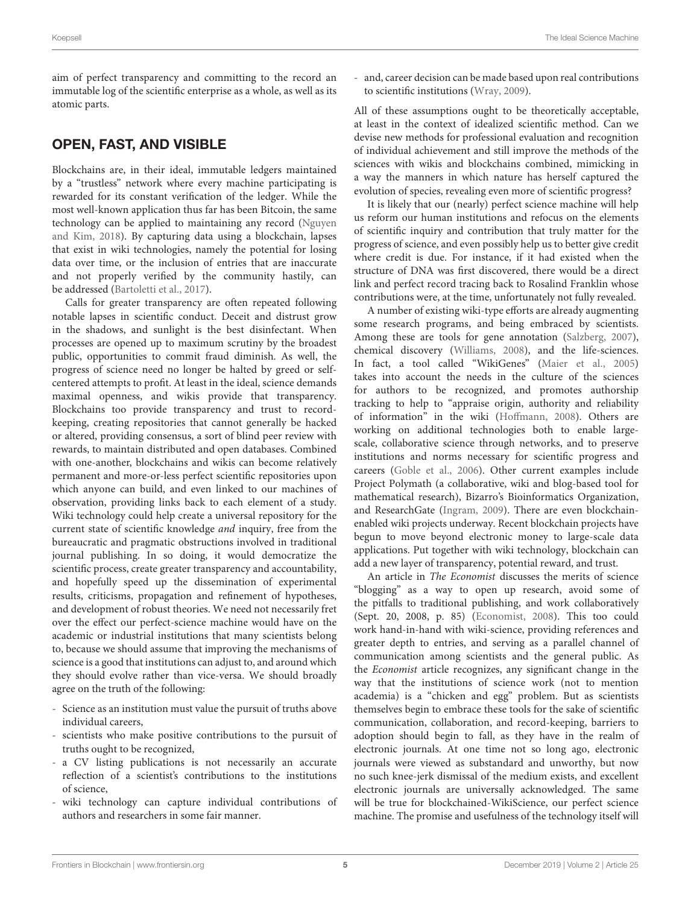aim of perfect transparency and committing to the record an immutable log of the scientific enterprise as a whole, as well as its atomic parts.

## OPEN, FAST, AND VISIBLE

Blockchains are, in their ideal, immutable ledgers maintained by a "trustless" network where every machine participating is rewarded for its constant verification of the ledger. While the most well-known application thus far has been Bitcoin, the same technology can be applied to maintaining any record (Nguyen and Kim, 2018). By capturing data using a blockchain, lapses that exist in wiki technologies, namely the potential for losing data over time, or the inclusion of entries that are inaccurate and not properly verified by the community hastily, can be addressed (Bartoletti et al., 2017).

Calls for greater transparency are often repeated following notable lapses in scientific conduct. Deceit and distrust grow in the shadows, and sunlight is the best disinfectant. When processes are opened up to maximum scrutiny by the broadest public, opportunities to commit fraud diminish. As well, the progress of science need no longer be halted by greed or self-centered attempts to profit. At least in the ideal, science demands maximal openness, and wikis provide that transparency. Blockchains too provide transparency and trust to record-keeping, creating repositories that cannot generally be hacked or altered, providing consensus, a sort of blind peer review with rewards, to maintain distributed and open databases. Combined with one-another, blockchains and wikis can become relatively permanent and more-or-less perfect scientific repositories upon which anyone can build, and even linked to our machines of observation, providing links back to each element of a study. Wiki technology could help create a universal repository for the current state of scientific knowledge *and* inquiry, free from the bureaucratic and pragmatic obstructions involved in traditional journal publishing. In so doing, it would democratize the scientific process, create greater transparency and accountability, and hopefully speed up the dissemination of experimental results, criticisms, propagation and refinement of hypotheses, and development of robust theories. We need not necessarily fret over the effect our perfect-science machine would have on the academic or industrial institutions that many scientists belong to, because we should assume that improving the mechanisms of science is a good that institutions can adjust to, and around which they should evolve rather than vice-versa. We should broadly agree on the truth of the following:

- Science as an institution must value the pursuit of truths above individual careers,
- scientists who make positive contributions to the pursuit of truths ought to be recognized,
- a CV listing publications is not necessarily an accurate reflection of a scientist's contributions to the institutions of science,
- wiki technology can capture individual contributions of authors and researchers in some fair manner.
- and, career decision can be made based upon real contributions to scientific institutions (Wray, 2009).

All of these assumptions ought to be theoretically acceptable, at least in the context of idealized scientific method. Can we devise new methods for professional evaluation and recognition of individual achievement and still improve the methods of the sciences with wikis and blockchains combined, mimicking in a way the manners in which nature has herself captured the evolution of species, revealing even more of scientific progress?

It is likely that our (nearly) perfect science machine will help us reform our human institutions and refocus on the elements of scientific inquiry and contribution that truly matter for the progress of science, and even possibly help us to better give credit where credit is due. For instance, if it had existed when the structure of DNA was first discovered, there would be a direct link and perfect record tracing back to Rosalind Franklin whose contributions were, at the time, unfortunately not fully revealed.

A number of existing wiki-type efforts are already augmenting some research programs, and being embraced by scientists. Among these are tools for gene annotation (Salzberg, 2007), chemical discovery (Williams, 2008), and the life-sciences. In fact, a tool called "WikiGenes" (Maier et al., 2005) takes into account the needs in the culture of the sciences for authors to be recognized, and promotes authorship tracking to help to "appraise origin, authority and reliability of information" in the wiki (Hoffmann, 2008). Others are working on additional technologies both to enable large-scale, collaborative science through networks, and to preserve institutions and norms necessary for scientific progress and careers (Goble et al., 2006). Other current examples include Project Polymath (a collaborative, wiki and blog-based tool for mathematical research), Bizarro's Bioinformatics Organization, and ResearchGate (Ingram, 2009). There are even blockchain-enabled wiki projects underway. Recent blockchain projects have begun to move beyond electronic money to large-scale data applications. Put together with wiki technology, blockchain can add a new layer of transparency, potential reward, and trust.

An article in *The Economist* discusses the merits of science "blogging" as a way to open up research, avoid some of the pitfalls to traditional publishing, and work collaboratively (Sept. 20, 2008, p. 85) (Economist, 2008). This too could work hand-in-hand with wiki-science, providing references and greater depth to entries, and serving as a parallel channel of communication among scientists and the general public. As the *Economist* article recognizes, any significant change in the way that the institutions of science work (not to mention academia) is a "chicken and egg" problem. But as scientists themselves begin to embrace these tools for the sake of scientific communication, collaboration, and record-keeping, barriers to adoption should begin to fall, as they have in the realm of electronic journals. At one time not so long ago, electronic journals were viewed as substandard and unworthy, but now no such knee-jerk dismissal of the medium exists, and excellent electronic journals are universally acknowledged. The same will be true for blockchained-WikiScience, our perfect science machine. The promise and usefulness of the technology itself will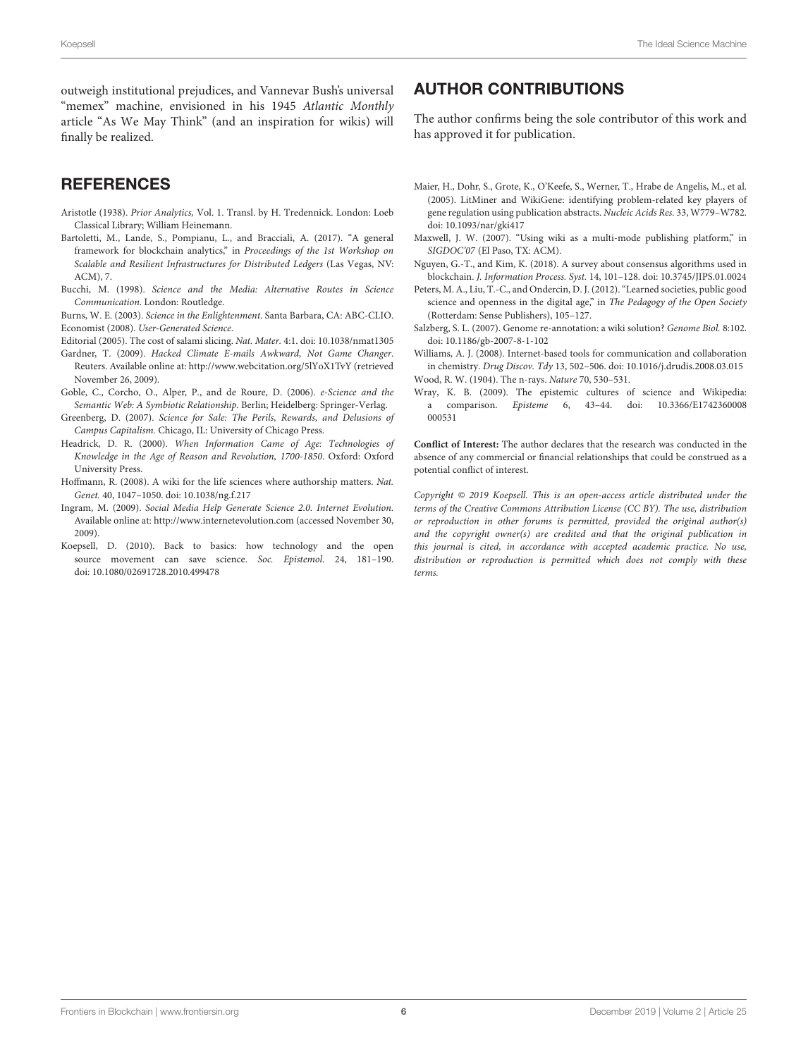outweigh institutional prejudices, and Vannevar Bush's universal "memex" machine, envisioned in his 1945 *Atlantic Monthly* article "As We May Think" (and an inspiration for wikis) will finally be realized.

## AUTHOR CONTRIBUTIONS

The author confirms being the sole contributor of this work and has approved it for publication.

## REFERENCES

Aristotle (1938). *Prior Analytics*, Vol. 1. Transl. by H. Tredennick. London: Loeb Classical Library; William Heinemann.

Bartoletti, M., Lande, S., Pompianu, L., and Bracciali, A. (2017). "A general framework for blockchain analytics," in *Proceedings of the 1st Workshop on Scalable and Resilient Infrastructures for Distributed Ledgers* (Las Vegas, NV: ACM), 7.

Bucchi, M. (1998). *Science and the Media: Alternative Routes in Science Communication*. London: Routledge.

Burns, W. E. (2003). *Science in the Enlightenment*. Santa Barbara, CA: ABC-CLIO.

Economist (2008). *User-Generated Science*.

Editorial (2005). The cost of salami slicing. *Nat. Mater.* 4:1. doi: 10.1038/nmat1305

Gardner, T. (2009). *Hacked Climate E-mails Awkward, Not Game Changer*. Reuters. Available online at: http://www.webcitation.org/5lYoX1TvY (retrieved November 26, 2009).

Goble, C., Corcho, O., Alper, P., and de Roure, D. (2006). *e-Science and the Semantic Web: A Symbiotic Relationship*. Berlin; Heidelberg: Springer-Verlag.

Greenberg, D. (2007). *Science for Sale: The Perils, Rewards, and Delusions of Campus Capitalism*. Chicago, IL: University of Chicago Press.

Headrick, D. R. (2000). *When Information Came of Age: Technologies of Knowledge in the Age of Reason and Revolution, 1700-1850*. Oxford: Oxford University Press.

Hoffmann, R. (2008). A wiki for the life sciences where authorship matters. *Nat. Genet.* 40, 1047–1050. doi: 10.1038/ng.f.217

Ingram, M. (2009). *Social Media Help Generate Science 2.0. Internet Evolution*. Available online at: http://www.internetevolution.com (accessed November 30, 2009).

Koepsell, D. (2010). Back to basics: how technology and the open source movement can save science. *Soc. Epistemol.* 24, 181–190. doi: 10.1080/02691728.2010.499478

Maier, H., Dohr, S., Grote, K., O'Keefe, S., Werner, T., Hrabe de Angelis, M., et al. (2005). LitMiner and WikiGene: identifying problem-related key players of gene regulation using publication abstracts. *Nucleic Acids Res.* 33, W779–W782. doi: 10.1093/nar/gki417

Maxwell, J. W. (2007). "Using wiki as a multi-mode publishing platform," in *SIGDOC'07* (El Paso, TX: ACM).

Nguyen, G.-T., and Kim, K. (2018). A survey about consensus algorithms used in blockchain. *J. Information Process. Syst.* 14, 101–128. doi: 10.3745/JIPS.01.0024

Peters, M. A., Liu, T.-C., and Ondercin, D. J. (2012). "Learned societies, public good science and openness in the digital age," in *The Pedagogy of the Open Society* (Rotterdam: Sense Publishers), 105–127.

Salzberg, S. L. (2007). Genome re-annotation: a wiki solution? *Genome Biol.* 8:102. doi: 10.1186/gb-2007-8-1-102

Williams, A. J. (2008). Internet-based tools for communication and collaboration in chemistry. *Drug Discov. Tdy* 13, 502–506. doi: 10.1016/j.drudis.2008.03.015

Wood, R. W. (1904). The n-rays. *Nature* 70, 530–531.

Wray, K. B. (2009). The epistemic cultures of science and Wikipedia: a comparison. *Episteme* 6, 43–44. doi: 10.3366/E1742360008000531

**Conflict of Interest:** The author declares that the research was conducted in the absence of any commercial or financial relationships that could be construed as a potential conflict of interest.

*Copyright © 2019 Koepsell. This is an open-access article distributed under the terms of the Creative Commons Attribution License (CC BY). The use, distribution or reproduction in other forums is permitted, provided the original author(s) and the copyright owner(s) are credited and that the original publication in this journal is cited, in accordance with accepted academic practice. No use, distribution or reproduction is permitted which does not comply with these terms.*